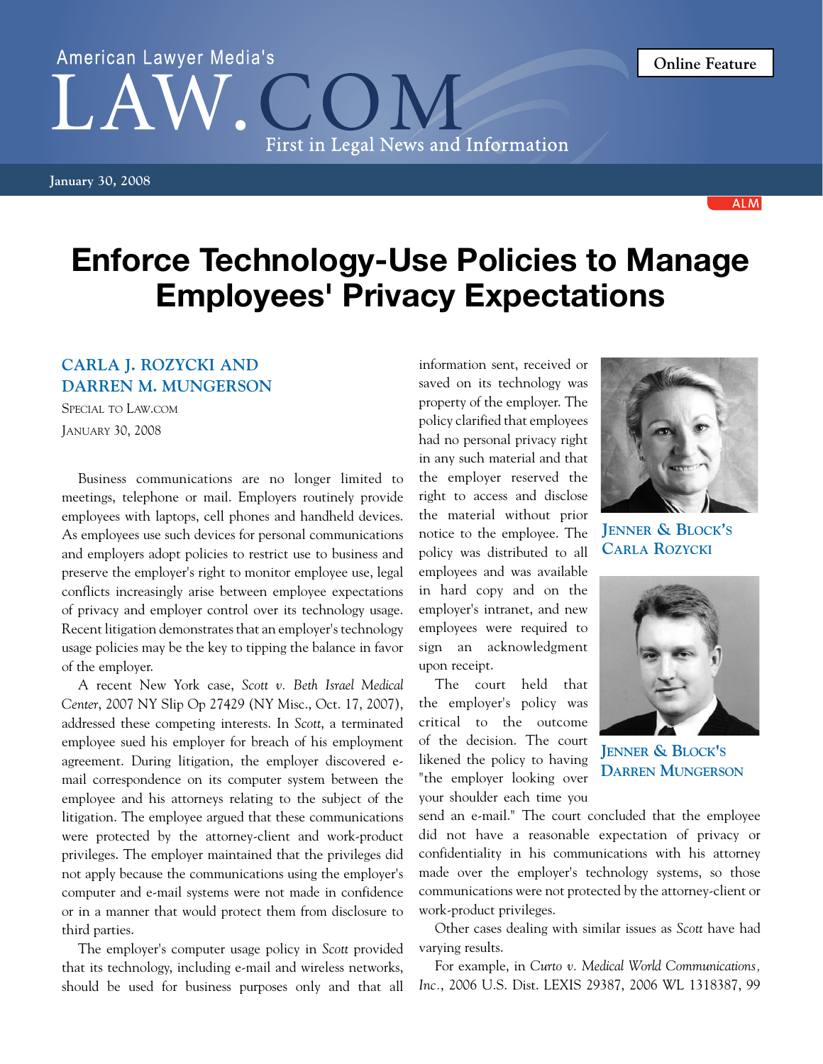American Lawyer Media's

LAW.COM

First in Legal News and Information

Online Feature

January 30, 2008

# Enforce Technology-Use Policies to Manage Employees' Privacy Expectations

**CARLA J. ROZYCKI AND DARREN M. MUNGERSON**

SPECIAL TO LAW.COM

JANUARY 30, 2008

Business communications are no longer limited to meetings, telephone or mail. Employers routinely provide employees with laptops, cell phones and handheld devices. As employees use such devices for personal communications and employers adopt policies to restrict use to business and preserve the employer's right to monitor employee use, legal conflicts increasingly arise between employee expectations of privacy and employer control over its technology usage. Recent litigation demonstrates that an employer's technology usage policies may be the key to tipping the balance in favor of the employer.

A recent New York case, *Scott v. Beth Israel Medical Center*, 2007 NY Slip Op 27429 (NY Misc., Oct. 17, 2007), addressed these competing interests. In *Scott*, a terminated employee sued his employer for breach of his employment agreement. During litigation, the employer discovered e-mail correspondence on its computer system between the employee and his attorneys relating to the subject of the litigation. The employee argued that these communications were protected by the attorney-client and work-product privileges. The employer maintained that the privileges did not apply because the communications using the employer's computer and e-mail systems were not made in confidence or in a manner that would protect them from disclosure to third parties.

The employer's computer usage policy in *Scott* provided that its technology, including e-mail and wireless networks, should be used for business purposes only and that all information sent, received or saved on its technology was property of the employer. The policy clarified that employees had no personal privacy right in any such material and that the employer reserved the right to access and disclose the material without prior notice to the employee. The policy was distributed to all employees and was available in hard copy and on the employer's intranet, and new employees were required to sign an acknowledgment upon receipt.

JENNER & BLOCK'S CARLA ROZYCKI

JENNER & BLOCK'S DARREN MUNGERSON

The court held that the employer's policy was critical to the outcome of the decision. The court likened the policy to having "the employer looking over your shoulder each time you send an e-mail." The court concluded that the employee did not have a reasonable expectation of privacy or confidentiality in his communications with his attorney made over the employer's technology systems, so those communications were not protected by the attorney-client or work-product privileges.

Other cases dealing with similar issues as *Scott* have had varying results.

For example, in *Curto v. Medical World Communications, Inc.*, 2006 U.S. Dist. LEXIS 29387, 2006 WL 1318387, 99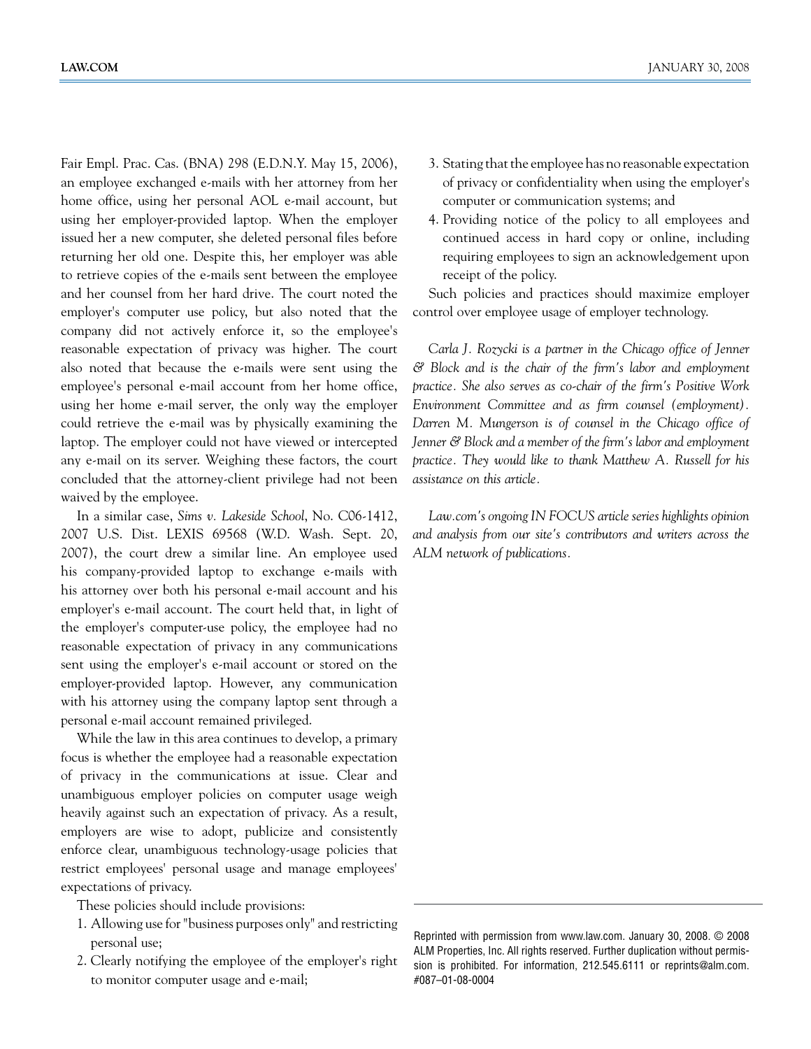Fair Empl. Prac. Cas. (BNA) 298 (E.D.N.Y. May 15, 2006), an employee exchanged e-mails with her attorney from her home office, using her personal AOL e-mail account, but using her employer-provided laptop. When the employer issued her a new computer, she deleted personal files before returning her old one. Despite this, her employer was able to retrieve copies of the e-mails sent between the employee and her counsel from her hard drive. The court noted the employer's computer use policy, but also noted that the company did not actively enforce it, so the employee's reasonable expectation of privacy was higher. The court also noted that because the e-mails were sent using the employee's personal e-mail account from her home office, using her home e-mail server, the only way the employer could retrieve the e-mail was by physically examining the laptop. The employer could not have viewed or intercepted any e-mail on its server. Weighing these factors, the court concluded that the attorney-client privilege had not been waived by the employee.

In a similar case, *Sims v. Lakeside School*, No. C06-1412, 2007 U.S. Dist. LEXIS 69568 (W.D. Wash. Sept. 20, 2007), the court drew a similar line. An employee used his company-provided laptop to exchange e-mails with his attorney over both his personal e-mail account and his employer's e-mail account. The court held that, in light of the employer's computer-use policy, the employee had no reasonable expectation of privacy in any communications sent using the employer's e-mail account or stored on the employer-provided laptop. However, any communication with his attorney using the company laptop sent through a personal e-mail account remained privileged.

While the law in this area continues to develop, a primary focus is whether the employee had a reasonable expectation of privacy in the communications at issue. Clear and unambiguous employer policies on computer usage weigh heavily against such an expectation of privacy. As a result, employers are wise to adopt, publicize and consistently enforce clear, unambiguous technology-usage policies that restrict employees' personal usage and manage employees' expectations of privacy.

These policies should include provisions:

1. Allowing use for "business purposes only" and restricting personal use;
2. Clearly notifying the employee of the employer's right to monitor computer usage and e-mail;
3. Stating that the employee has no reasonable expectation of privacy or confidentiality when using the employer's computer or communication systems; and
4. Providing notice of the policy to all employees and continued access in hard copy or online, including requiring employees to sign an acknowledgement upon receipt of the policy.

Such policies and practices should maximize employer control over employee usage of employer technology.

*Carla J. Rozycki is a partner in the Chicago office of Jenner & Block and is the chair of the firm's labor and employment practice. She also serves as co-chair of the firm's Positive Work Environment Committee and as firm counsel (employment). Darren M. Mungerson is of counsel in the Chicago office of Jenner & Block and a member of the firm's labor and employment practice. They would like to thank Matthew A. Russell for his assistance on this article.*

*Law.com's ongoing IN FOCUS article series highlights opinion and analysis from our site's contributors and writers across the ALM network of publications.*

Reprinted with permission from www.law.com. January 30, 2008. © 2008 ALM Properties, Inc. All rights reserved. Further duplication without permission is prohibited. For information, 212.545.6111 or reprints@alm.com. #087–01-08-0004